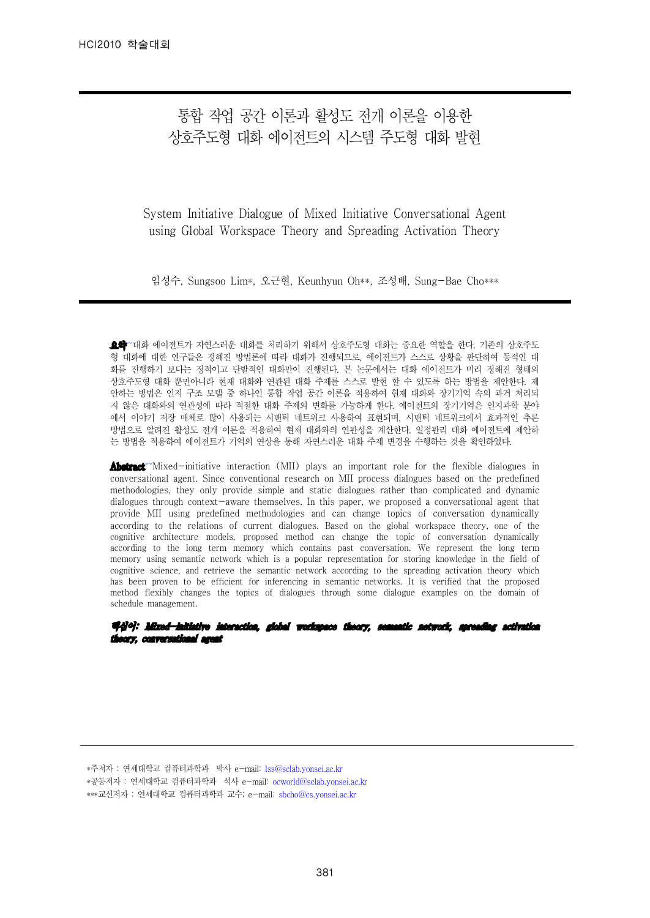// 통합 작업 공간 이론과 활성도 전개 이론을 이용한 상호주도형 대화 에이전트의 시스템 주도형 대화 발현

# 통합 작업 공간 이론과 활성도 전개 이론을 이용한 상호주도형 대화 에이전트의 시스템 주도형 대화 발현

## System Initiative Dialogue of Mixed Initiative Conversational Agent using Global Workspace Theory and Spreading Activation Theory

임성수, Sungsoo Lim*, 오근현, Keunhyun Oh**, 조성배, Sung-Bae Cho***

**요약** 대화 에이전트가 자연스러운 대화를 처리하기 위해서 상호주도형 대화는 중요한 역할을 한다. 기존의 상호주도형 대화에 대한 연구들은 정해진 방법론에 따라 대화가 진행되므로, 에이전트가 스스로 상황을 판단하여 동적인 대화를 진행하기 보다는 정적이고 단발적인 대화만이 진행된다. 본 논문에서는 대화 에이전트가 미리 정해진 형태의 상호주도형 대화 뿐만아니라 현재 대화와 연관된 대화 주제를 스스로 발현 할 수 있도록 하는 방법을 제안한다. 제안하는 방법은 인지 구조 모델 중 하나인 통합 작업 공간 이론을 적용하여 현재 대화와 장기기억 속의 과거 처리되지 않은 대화와의 연관성에 따라 적절한 대화 주제의 변화를 가능하게 한다. 에이전트의 장기기억은 인지과학 분야에서 이야기 저장 매체로 많이 사용되는 시멘틱 네트워크 사용하여 표현되며, 시멘틱 네트워크에서 효과적인 추론 방법으로 알려진 활성도 전개 이론을 적용하여 현재 대화와의 연관성을 계산한다. 일정관리 대화 에이전트에 제안하는 방법을 적용하여 에이전트가 기억의 연상을 통해 자연스러운 대화 주제 변경을 수행하는 것을 확인하였다.

**Abstract** Mixed-initiative interaction (MII) plays an important role for the flexible dialogues in conversational agent. Since conventional research on MII process dialogues based on the predefined methodologies, they only provide simple and static dialogues rather than complicated and dynamic dialogues through context-aware themselves. In this paper, we proposed a conversational agent that provide MII using predefined methodologies and can change topics of conversation dynamically according to the relations of current dialogues. Based on the global workspace theory, one of the cognitive architecture models, proposed method can change the topic of conversation dynamically according to the long term memory which contains past conversation. We represent the long term memory using semantic network which is a popular representation for storing knowledge in the field of cognitive science, and retrieve the semantic network according to the spreading activation theory which has been proven to be efficient for inferencing in semantic networks. It is verified that the proposed method flexibly changes the topics of dialogues through some dialogue examples on the domain of schedule management.

***핵심어: Mixed-initiative interaction, global workspace theory, semantic network, spreading activation theory, conversational agent***

---

*주저자 : 연세대학교 컴퓨터과학과 박사 e-mail: lss@sclab.yonsei.ac.kr

**공동저자 : 연세대학교 컴퓨터과학과 석사 e-mail: ocworld@sclab.yonsei.ac.kr

***교신저자 : 연세대학교 컴퓨터과학과 교수; e-mail: sbcho@cs.yonsei.ac.kr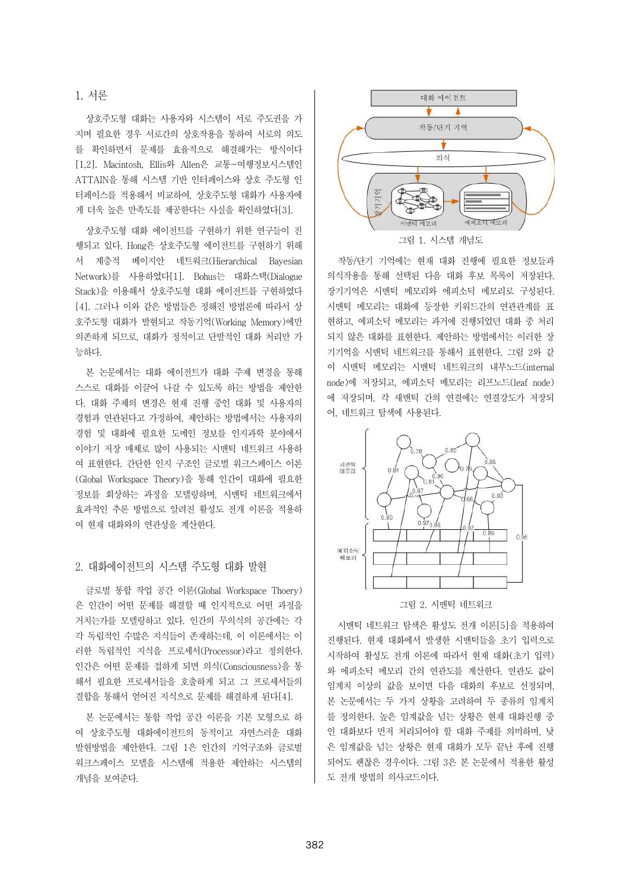## 1. 서론

상호주도형 대화는 사용자와 시스템이 서로 주도권을 가지며 필요한 경우 서로간의 상호작용을 통하여 서로의 의도를 확인하면서 문제를 효율적으로 해결해가는 방식이다[1,2]. Macintosh, Ellis와 Allen은 교통-여행정보시스템인 ATTAIN을 통해 시스템 기반 인터페이스와 상호 주도형 인터페이스를 적용해서 비교하여, 상호주도형 대화가 사용자에게 더욱 높은 만족도를 제공한다는 사실을 확인하였다[3].

상호주도형 대화 에이전트를 구현하기 위한 연구들이 진행되고 있다. Hong은 상호주도형 에이전트를 구현하기 위해서 계층적 베이지안 네트워크(Hierarchical Bayesian Network)를 사용하였다[1]. Bohus는 대화스택(Dialogue Stack)을 이용해서 상호주도형 대화 에이전트를 구현하였다[4]. 그러나 이와 같은 방법들은 정해진 방법론에 따라서 상호주도형 대화가 발현되고 작동기억(Working Memory)에만 의존하게 되므로, 대화가 정적이고 단발적인 대화 처리만 가능하다.

본 논문에서는 대화 에이전트가 대화 주제 변경을 통해 스스로 대화를 이끌어 나갈 수 있도록 하는 방법을 제안한다. 대화 주제의 변경은 현재 진행 중인 대화 및 사용자의 경험과 연관된다고 가정하여, 제안하는 방법에서는 사용자의 경험 및 대화에 필요한 도메인 정보를 인지과학 분야에서 이야기 저장 매체로 많이 사용되는 시멘틱 네트워크 사용하여 표현한다. 간단한 인지 구조인 글로벌 워크스페이스 이론(Global Workspace Theory)을 통해 인간이 대화에 필요한 정보를 회상하는 과정을 모델링하며, 시멘틱 네트워크에서 효과적인 추론 방법으로 알려진 활성도 전개 이론을 적용하여 현재 대화와의 연관성을 계산한다.

## 2. 대화에이전트의 시스템 주도형 대화 발현

글로벌 통합 작업 공간 이론(Global Workspace Thoery)은 인간이 어떤 문제를 해결할 때 인지적으로 어떤 과정을 거치는가를 모델링하고 있다. 인간의 무의식의 공간에는 각각 독립적인 수많은 지식들이 존재하는데, 이 이론에서는 이러한 독립적인 지식을 프로세서(Processor)라고 정의한다. 인간은 어떤 문제를 접하게 되면 의식(Consciousness)을 통해서 필요한 프로세서들을 호출하게 되고 그 프로세서들의 결합을 통해서 얻어진 지식으로 문제를 해결하게 된다[4].

본 논문에서는 통합 작업 공간 이론을 기본 모형으로 하여 상호주도형 대화에이전트의 동적이고 자연스러운 대화 발현방법을 제안한다. 그림 1은 인간의 기억구조와 글로벌 워크스페이스 모델을 시스템에 적용한 제안하는 시스템의 개념을 보여준다.

그림 1. 시스템 개념도

작동/단기 기억에는 현재 대화 진행에 필요한 정보들과 의식작용을 통해 선택된 다음 대화 후보 목록이 저장된다. 장기기억은 시멘틱 메모리와 에피소딕 메모리로 구성된다. 시멘틱 메모리는 대화에 등장한 키워드간의 연관관계를 표현하고, 에피소딕 메모리는 과거에 진행되었던 대화 중 처리되지 않은 대화를 표현한다. 제안하는 방법에서는 이러한 장기기억을 시멘틱 네트워크를 통해서 표현한다. 그림 2와 같이 시멘틱 메모리는 시멘틱 네트워크의 내부노드(internal node)에 저장되고, 에피소딕 메모리는 리프노드(leaf node)에 저장되며, 각 시멘틱 간의 연결에는 연결강도가 저장되어, 네트워크 탐색에 사용된다.

그림 2. 시멘틱 네트워크

시멘틱 네트워크 탐색은 활성도 전개 이론[5]을 적용하여 진행된다. 현재 대화에서 발생한 시멘틱들을 초기 입력으로 시작하여 활성도 전개 이론에 따라서 현재 대화(초기 입력)와 에피소딕 메모리 간의 연관도를 계산한다. 연관도 값이 임계치 이상의 값을 보이면 다음 대화의 후보로 선정되며, 본 논문에서는 두 가지 상황을 고려하여 두 종류의 임계치를 정의한다. 높은 임계값을 넘는 상황은 현재 대화진행 중인 대화보다 먼저 처리되어야 할 대화 주제를 의미하며, 낮은 임계값을 넘는 상황은 현재 대화가 모두 끝난 후에 진행되어도 괜찮은 경우이다. 그림 3은 본 논문에서 적용한 활성도 전개 방법의 의사코드이다.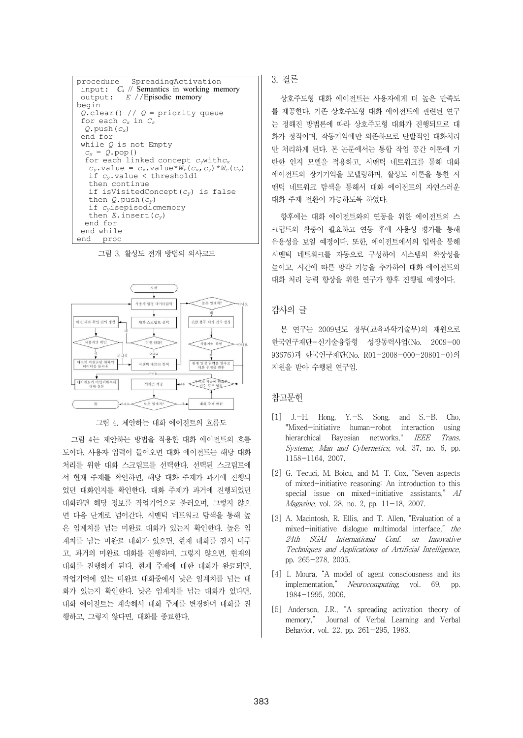```
procedure   SpreadingActivation
 input:  C_s // Semantics in working memory
 output:   E //Episodic memory
begin
 Q.clear() // Q = priority queue
 for each c_x in C_s
  Q.push(c_x)
 end for
 while Q is not Empty
  c_x = Q.pop()
  for each linked concept c_y with c_x
   c_y.value = c_x.value*W_r(c_x, c_y)*W_c(c_y)
   if c_y.value < threshold1
   then continue
   if isVisitedConcept(c_y) is false
   then Q.push(c_y)
   if c_y is episodic memory
   then E.insert(c_y)
  end for
 end while
end   proc
```

그림 3. 활성도 전개 방법의 의사코드

시작

사용자 일정 데이터입력

높은 임계치?

아니요

예

이전 대화 확인 질의 생성

대화 스크립트 선택

긴급 용무 처리 질의 생성

사용자의 확인

이전 대화?

사용자의 확인

이전에 미완료된 대화의 데이터를 불러옴

시맨틱 네트워크 검색

에이전트가 이전미완수제 대해 질문

서비스 제공

낮은 임계치?

끝

대화 주제 변환

그림 4. 제안하는 대화 에이전트의 흐름도

그림 4는 제안하는 방법을 적용한 대화 에이전트의 흐름도이다. 사용자 입력이 들어오면 대화 에이전트는 해당 대화 처리를 위한 대화 스크립트를 선택한다. 선택된 스크립트에서 현재 주제를 확인하면, 해당 대화 주제가 과거에 진행되었던 대화인지를 확인한다. 대화 주제가 과거에 진행되었던 대화라면 해당 정보를 작업기억으로 불러오며, 그렇지 않으면 다음 단계로 넘어간다. 시맨틱 네트워크 탐색을 통해 높은 임계치를 넘는 미완료 대화가 있는지 확인한다. 높은 임계치를 넘는 미완료 대화가 있으면, 현재 대화를 잠시 미루고, 과거의 미완료 대화를 진행하며, 그렇지 않으면, 현재의 대화를 진행하게 된다. 현재 주제에 대한 대화가 완료되면, 작업기억에 있는 미완료 대화중에서 낮은 임계치를 넘는 대화가 있는지 확인한다. 낮은 임계치를 넘는 대화가 있다면, 대화 에이전트는 계속해서 대화 주제를 변경하며 대화를 진행하고, 그렇지 않다면, 대화를 종료한다.

## 3. 결론

상호주도형 대화 에이전트는 사용자에게 더 높은 만족도를 제공한다. 기존 상호주도형 대화 에이전트에 관련된 연구는 정해진 방법론에 따라 상호주도형 대화가 진행되므로 대화가 정적이며, 작동기억에만 의존하므로 단발적인 대화처리만 처리하게 된다. 본 논문에서는 통합 작업 공간 이론에 기반한 인지 모델을 적용하고, 시맨틱 네트워크를 통해 대화 에이전트의 장기기억을 모델링하며, 활성도 이론을 통한 시맨틱 네트워크 탐색을 통해서 대화 에이전트의 자연스러운 대화 주제 전환이 가능하도록 하였다.

향후에는 대화 에이전트와의 연동을 위한 에이전트의 스크립트의 확충이 필요하고 연동 후에 사용성 평가를 통해 유용성을 보일 예정이다. 또한, 에이전트에서의 입력을 통해 시맨틱 네트워크를 자동으로 구성하여 시스템의 확장성을 높이고, 시간에 따른 망각 기능을 추가하여 대화 에이전트의 대화 처리 능력 향상을 위한 연구가 향후 진행될 예정이다.

## 감사의 글

본 연구는 2009년도 정부(교육과학기술부)의 재원으로 한국연구재단-신기술융합형 성장동력사업(No. 2009-0093676)과 한국연구재단(No. R01-2008-000-20801-0)의 지원을 받아 수행된 연구임.

## 참고문헌

[1] J.-H. Hong, Y.-S. Song, and S.-B. Cho, "Mixed-initiative human-robot interaction using hierarchical Bayesian networks," *IEEE Trans. Systems, Man and Cybernetics*, vol. 37, no. 6, pp. 1158-1164, 2007.

[2] G. Tecuci, M. Boicu, and M. T. Cox, "Seven aspects of mixed-initiative reasoning: An introduction to this special issue on mixed-initiative assistants," *AI Magazine*, vol. 28, no. 2, pp. 11-18, 2007.

[3] A. Macintosh, R. Ellis, and T. Allen, "Evaluation of a mixed-initiative dialogue multimodal interface," *the 24th SGAI International Conf. on Innovative Techniques and Applications of Artificial Intelligence*, pp. 265-278, 2005.

[4] I. Moura, "A model of agent consciousness and its implementation," *Neurocomputing*, vol. 69, pp. 1984-1995, 2006.

[5] Anderson, J.R., "A spreading activation theory of memory," Journal of Verbal Learning and Verbal Behavior, vol. 22, pp. 261-295, 1983.